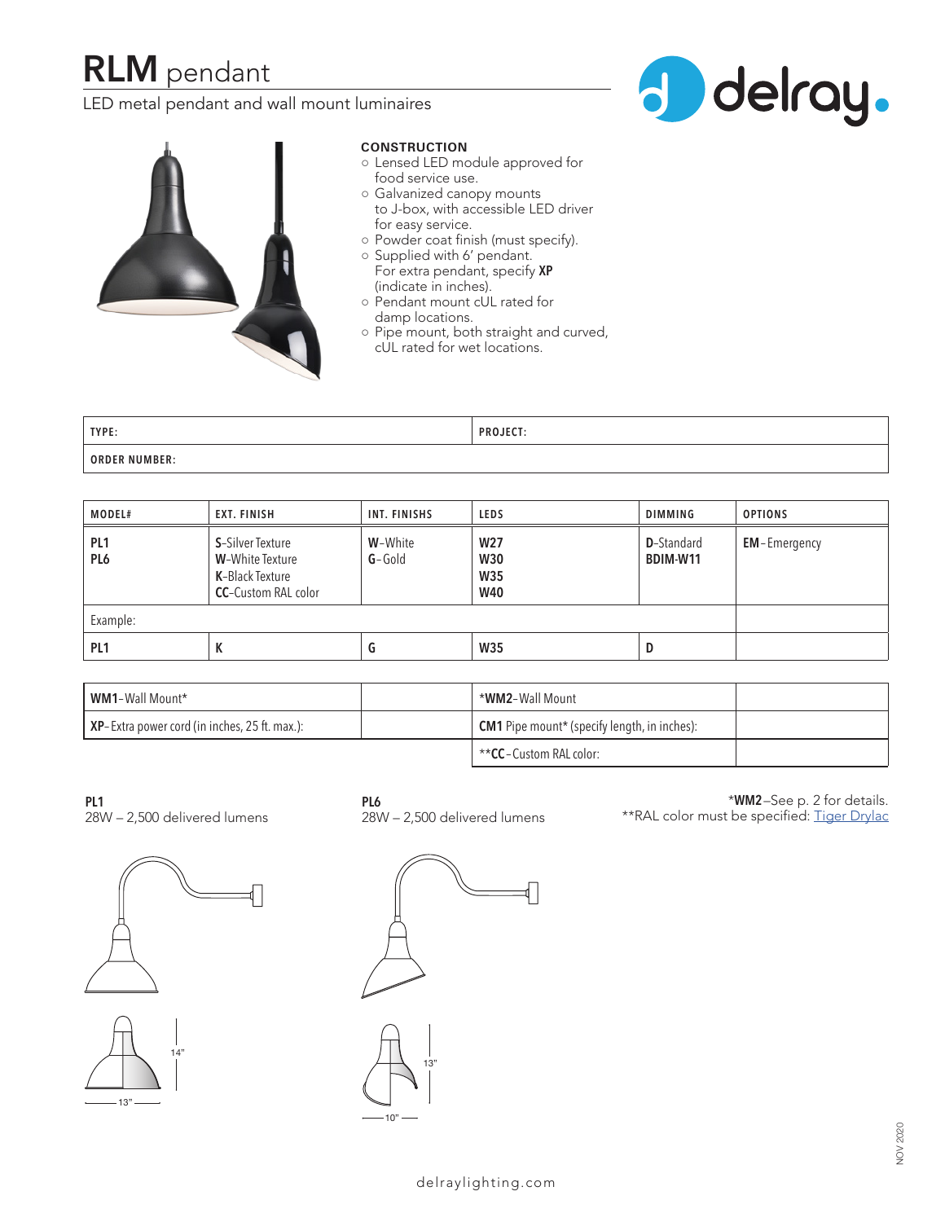# RLM pendant

LED metal pendant and wall mount luminaires

### CONSTRUCTION

- Lensed LED module approved for food service use.
- Galvanized canopy mounts to J-box, with accessible LED driver for easy service.
- Powder coat finish (must specify).
- Supplied with 6' pendant. For extra pendant, specify **XP** (indicate in inches).
- Pendant mount cUL rated for damp locations.
- Pipe mount, both straight and curved, cUL rated for wet locations.

| TYPE: | PROJECT: |
|---|---|
| ORDER NUMBER: | |

| MODEL# | EXT. FINISH | INT. FINISHS | LEDS | DIMMING | OPTIONS |
|---|---|---|---|---|---|
| **PL1**<br>**PL6** | **S**-Silver Texture<br>**W**-White Texture<br>**K**-Black Texture<br>**CC**-Custom RAL color | **W**-White<br>**G**-Gold | **W27**<br>**W30**<br>**W35**<br>**W40** | **D**-Standard<br>**BDIM-W11** | **EM**-Emergency |
| Example: | | | | | |
| **PL1** | **K** | **G** | **W35** | **D** | |

| | | | |
|---|---|---|---|
| **WM1**-Wall Mount* | | ***WM2**-Wall Mount | |
| **XP**-Extra power cord (in inches, 25 ft. max.): | | **CM1** Pipe mount* (specify length, in inches): | |
| | | ****CC**-Custom RAL color: | |

**PL1**
28W – 2,500 delivered lumens

**PL6**
28W – 2,500 delivered lumens

***WM2**–See p. 2 for details.
**RAL color must be specified: Tiger Drylac

14"
13"

13"
10"

NOV 2020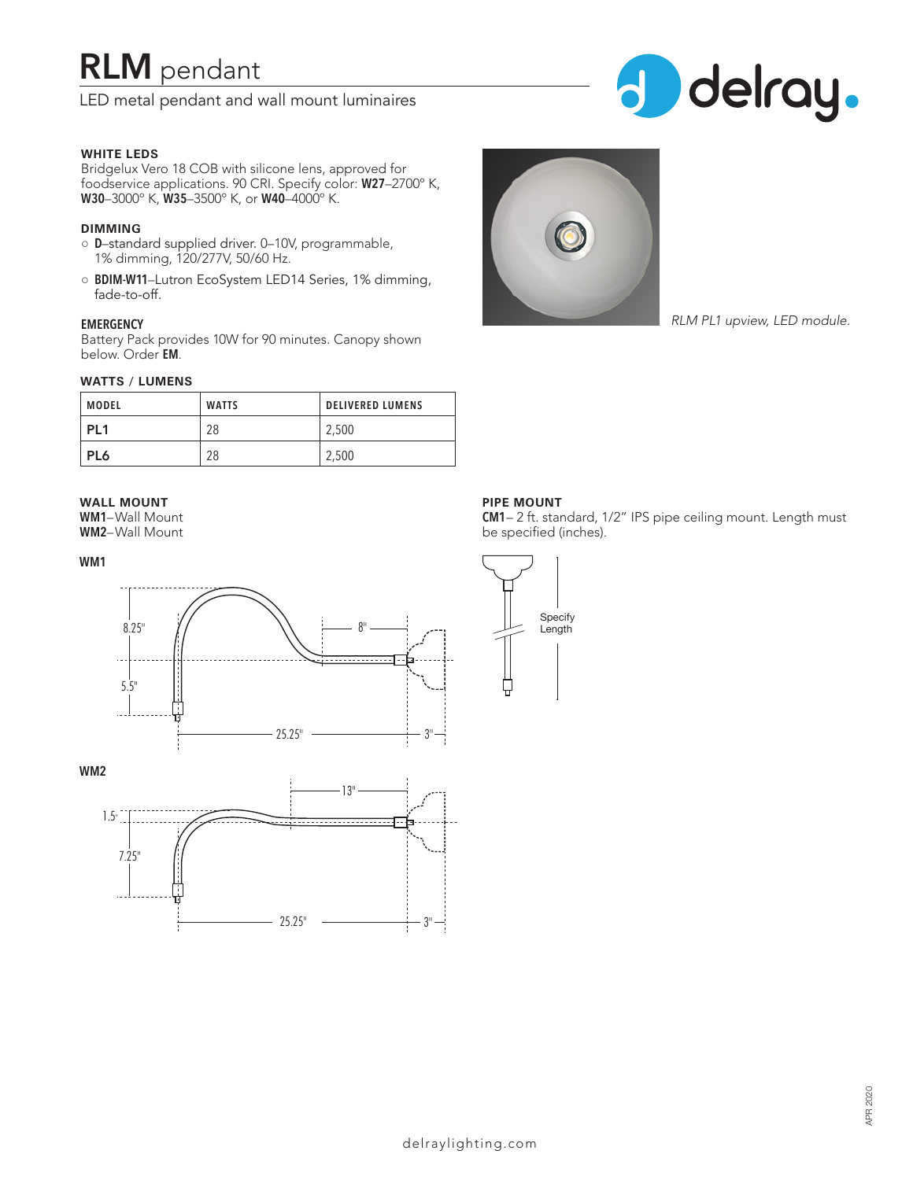# RLM pendant

LED metal pendant and wall mount luminaires

### WHITE LEDS

Bridgelux Vero 18 COB with silicone lens, approved for foodservice applications. 90 CRI. Specify color: **W27**–2700° K, **W30**–3000° K, **W35**–3500° K, or **W40**–4000° K.

### DIMMING

- **D**–standard supplied driver. 0–10V, programmable, 1% dimming, 120/277V, 50/60 Hz.
- **BDIM-W11**–Lutron EcoSystem LED14 Series, 1% dimming, fade-to-off.

### EMERGENCY

Battery Pack provides 10W for 90 minutes. Canopy shown below. Order **EM**.

*RLM PL1 upview, LED module.*

### WATTS / LUMENS

| MODEL | WATTS | DELIVERED LUMENS |
|---|---|---|
| **PL1** | 28 | 2,500 |
| **PL6** | 28 | 2,500 |

### WALL MOUNT

**WM1**–Wall Mount
**WM2**–Wall Mount

### PIPE MOUNT

**CM1**– 2 ft. standard, 1/2" IPS pipe ceiling mount. Length must be specified (inches).

Specify Length

**WM1**

8.25"
8"
5.5"
25.25"
3"

**WM2**

13"
1.5"
7.25"
25.25"
3"

delraylighting.com

APR 2020